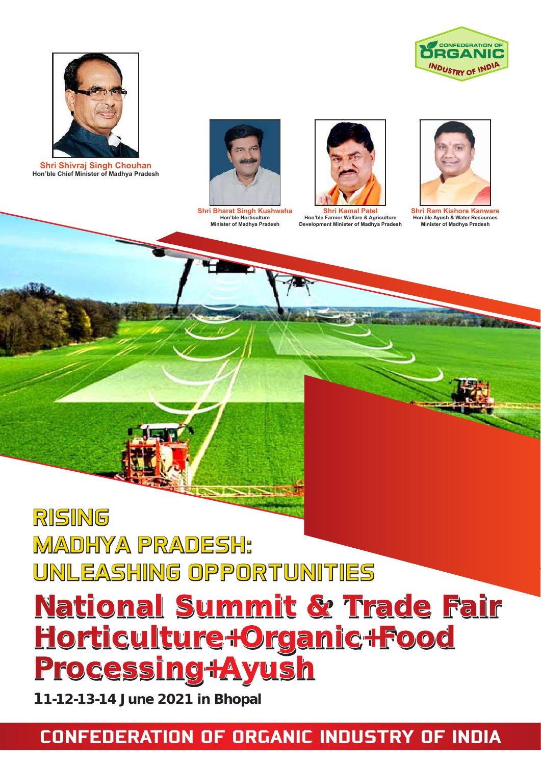CONFEDERATION OF ORGANIC INDUSTRY OF INDIA

**Shri Shivraj Singh Chouhan**
Hon'ble Chief Minister of Madhya Pradesh

**Shri Bharat Singh Kushwaha**
Hon'ble Horticulture Minister of Madhya Pradesh

**Shri Kamal Patel**
Hon'ble Farmer Welfare & Agriculture Development Minister of Madhya Pradesh

**Shri Ram Kishore Kanware**
Hon'ble Ayush & Water Resources Minister of Madhya Pradesh

## RISING MADHYA PRADESH: UNLEASHING OPPORTUNITIES

# National Summit & Trade Fair Horticulture+Organic+Food Processing+Ayush

**11-12-13-14 June 2021 in Bhopal**

## CONFEDERATION OF ORGANIC INDUSTRY OF INDIA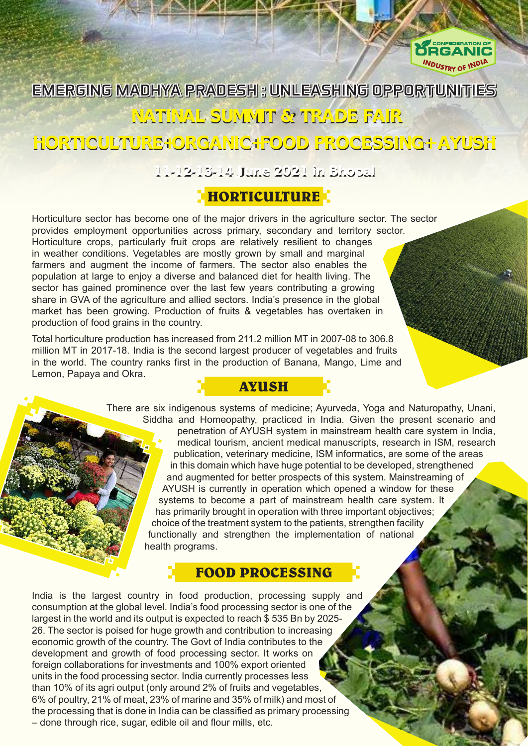CONFEDERATION OF ORGANIC INDUSTRY OF INDIA

# EMERGING MADHYA PRADESH : UNLEASHING OPPORTUNITIES

## NATINAL SUMMIT & TRADE FAIR

## HORTICULTURE+ORGANIC+FOOD PROCESSING+ AYUSH

**11-12-13-14 June 2021 in Bhopal**

## HORTICULTURE

Horticulture sector has become one of the major drivers in the agriculture sector. The sector provides employment opportunities across primary, secondary and territory sector. Horticulture crops, particularly fruit crops are relatively resilient to changes in weather conditions. Vegetables are mostly grown by small and marginal farmers and augment the income of farmers. The sector also enables the population at large to enjoy a diverse and balanced diet for health living. The sector has gained prominence over the last few years contributing a growing share in GVA of the agriculture and allied sectors. India's presence in the global market has been growing. Production of fruits & vegetables has overtaken in production of food grains in the country.

Total horticulture production has increased from 211.2 million MT in 2007-08 to 306.8 million MT in 2017-18. India is the second largest producer of vegetables and fruits in the world. The country ranks first in the production of Banana, Mango, Lime and Lemon, Papaya and Okra.

## AYUSH

There are six indigenous systems of medicine; Ayurveda, Yoga and Naturopathy, Unani, Siddha and Homeopathy, practiced in India. Given the present scenario and penetration of AYUSH system in mainstream health care system in India, medical tourism, ancient medical manuscripts, research in ISM, research publication, veterinary medicine, ISM informatics, are some of the areas in this domain which have huge potential to be developed, strengthened and augmented for better prospects of this system. Mainstreaming of AYUSH is currently in operation which opened a window for these systems to become a part of mainstream health care system. It has primarily brought in operation with three important objectives; choice of the treatment system to the patients, strengthen facility functionally and strengthen the implementation of national health programs.

## FOOD PROCESSING

India is the largest country in food production, processing supply and consumption at the global level. India's food processing sector is one of the largest in the world and its output is expected to reach $ 535 Bn by 2025-26. The sector is poised for huge growth and contribution to increasing economic growth of the country. The Govt of India contributes to the development and growth of food processing sector. It works on foreign collaborations for investments and 100% export oriented units in the food processing sector. India currently processes less than 10% of its agri output (only around 2% of fruits and vegetables, 6% of poultry, 21% of meat, 23% of marine and 35% of milk) and most of the processing that is done in India can be classified as primary processing – done through rice, sugar, edible oil and flour mills, etc.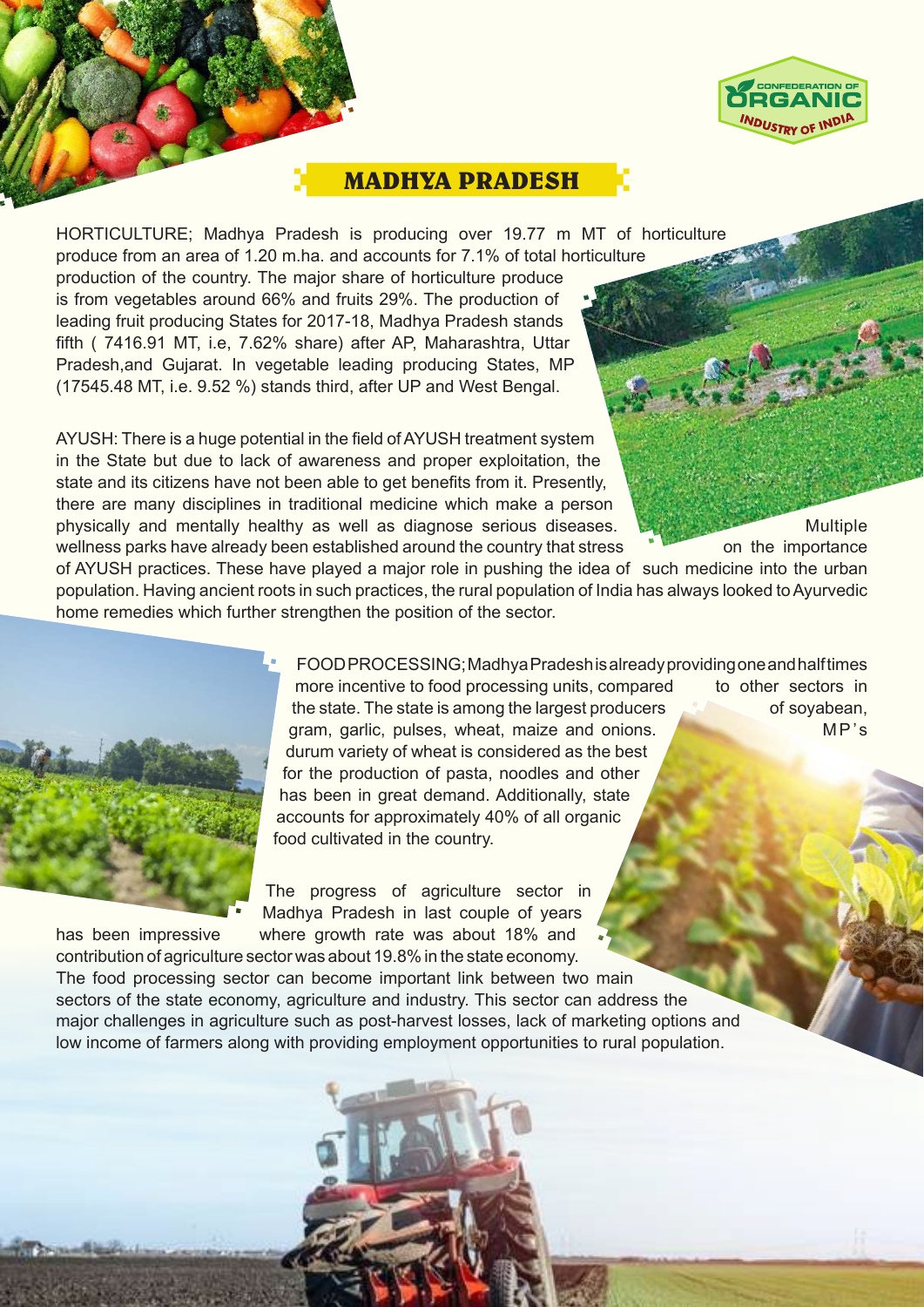# MADHYA PRADESH

HORTICULTURE; Madhya Pradesh is producing over 19.77 m MT of horticulture produce from an area of 1.20 m.ha. and accounts for 7.1% of total horticulture production of the country. The major share of horticulture produce is from vegetables around 66% and fruits 29%. The production of leading fruit producing States for 2017-18, Madhya Pradesh stands fifth ( 7416.91 MT, i.e, 7.62% share) after AP, Maharashtra, Uttar Pradesh,and Gujarat. In vegetable leading producing States, MP (17545.48 MT, i.e. 9.52 %) stands third, after UP and West Bengal.

AYUSH: There is a huge potential in the field of AYUSH treatment system in the State but due to lack of awareness and proper exploitation, the state and its citizens have not been able to get benefits from it. Presently, there are many disciplines in traditional medicine which make a person physically and mentally healthy as well as diagnose serious diseases. Multiple wellness parks have already been established around the country that stress on the importance of AYUSH practices. These have played a major role in pushing the idea of such medicine into the urban population. Having ancient roots in such practices, the rural population of India has always looked to Ayurvedic home remedies which further strengthen the position of the sector.

FOOD PROCESSING; Madhya Pradesh is already providing one and half times more incentive to food processing units, compared to other sectors in the state. The state is among the largest producers of soyabean, gram, garlic, pulses, wheat, maize and onions. MP's durum variety of wheat is considered as the best for the production of pasta, noodles and other has been in great demand. Additionally, state accounts for approximately 40% of all organic food cultivated in the country.

The progress of agriculture sector in Madhya Pradesh in last couple of years has been impressive where growth rate was about 18% and contribution of agriculture sector was about 19.8% in the state economy. The food processing sector can become important link between two main sectors of the state economy, agriculture and industry. This sector can address the major challenges in agriculture such as post-harvest losses, lack of marketing options and low income of farmers along with providing employment opportunities to rural population.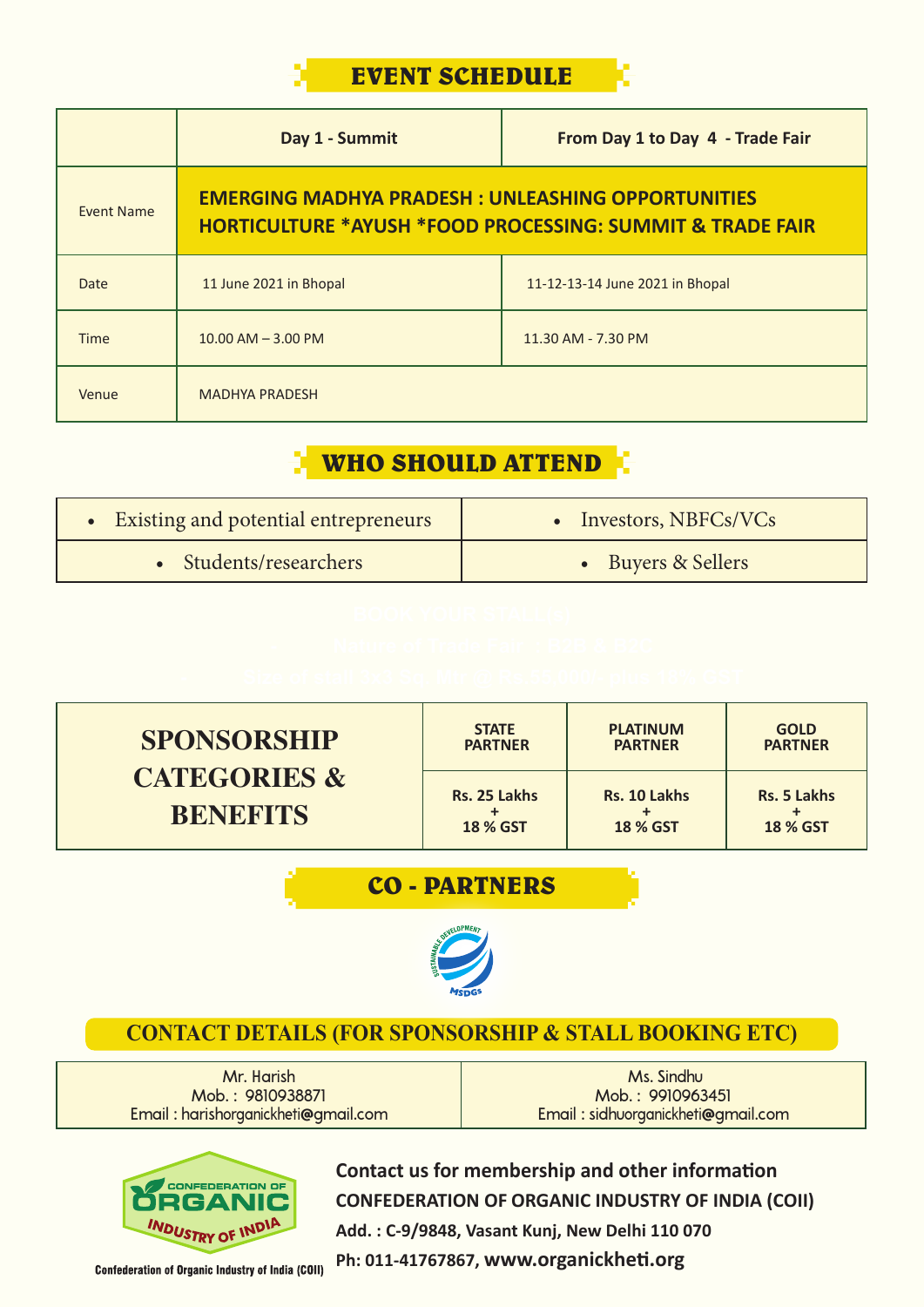## EVENT SCHEDULE

| | Day 1 - Summit | From Day 1 to Day 4 - Trade Fair |
|---|---|---|
| Event Name | **EMERGING MADHYA PRADESH : UNLEASHING OPPORTUNITIES HORTICULTURE *AYUSH *FOOD PROCESSING: SUMMIT & TRADE FAIR** | |
| Date | 11 June 2021 in Bhopal | 11-12-13-14 June 2021 in Bhopal |
| Time | 10.00 AM – 3.00 PM | 11.30 AM - 7.30 PM |
| Venue | MADHYA PRADESH | |

## WHO SHOULD ATTEND

| | |
|---|---|
| • Existing and potential entrepreneurs | • Investors, NBFCs/VCs |
| • Students/researchers | • Buyers & Sellers |

| SPONSORSHIP CATEGORIES & BENEFITS | STATE PARTNER | PLATINUM PARTNER | GOLD PARTNER |
|---|---|---|---|
| | Rs. 25 Lakhs + 18 % GST | Rs. 10 Lakhs + 18 % GST | Rs. 5 Lakhs + 18 % GST |

## CO - PARTNERS

SUSTAINABLE DEVELOPMENT MSDGs

## CONTACT DETAILS (FOR SPONSORSHIP & STALL BOOKING ETC)

| | |
|---|---|
| Mr. Harish<br>Mob. : 9810938871<br>Email : harishorganickheti@gmail.com | Ms. Sindhu<br>Mob. : 9910963451<br>Email : sidhuorganickheti@gmail.com |

CONFEDERATION OF ORGANIC INDUSTRY OF INDIA

Confederation of Organic Industry of India (COII)

**Contact us for membership and other information**

**CONFEDERATION OF ORGANIC INDUSTRY OF INDIA (COII)**

**Add. : C-9/9848, Vasant Kunj, New Delhi 110 070**

**Ph: 011-41767867, www.organickheti.org**